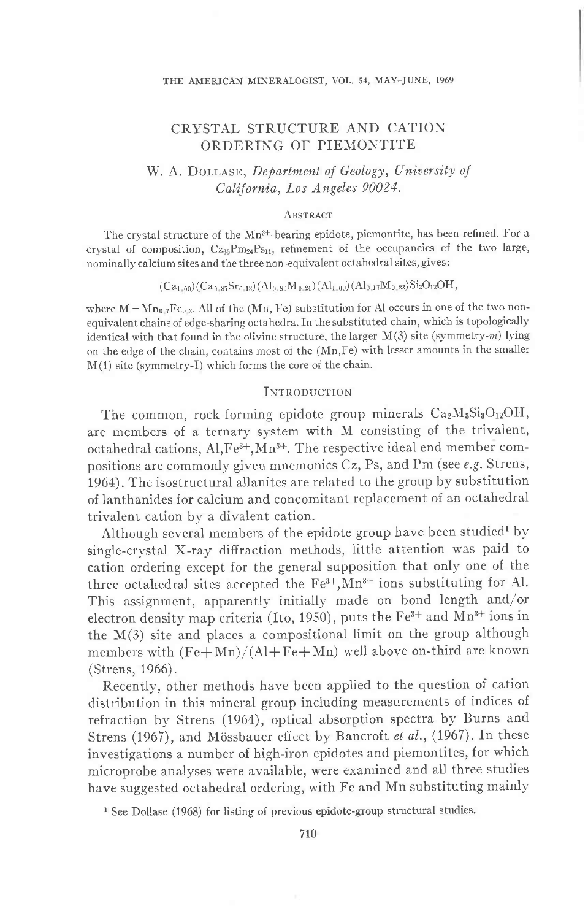# CRYSTAL STRUCTURE AND CATION ORDERING OF PIEMONTITE

W. A. DOLLASE, *Department of Geology, University of California, Los Angeles 90024.*

## ABSTRACT

The crystal structure of the $Mn^{3+}$-bearing epidote, piemontite, has been refined. For a crystal of composition, $Cz_{65}Pm_{24}Ps_{11}$, refinement of the occupancies of the two large, nominally calcium sites and the three non-equivalent octahedral sites, gives:

$$(Ca_{1.00})(Ca_{0.87}Sr_{0.13})(Al_{0.80}M_{0.20})(Al_{1.00})(Al_{0.17}M_{0.83})Si_3O_{12}OH,$$

where $M = Mn_{0.7}Fe_{0.3}$. All of the (Mn, Fe) substitution for Al occurs in one of the two non-equivalent chains of edge-sharing octahedra. In the substituted chain, which is topologically identical with that found in the olivine structure, the larger M(3) site (symmetry-*m*) lying on the edge of the chain, contains most of the (Mn,Fe) with lesser amounts in the smaller M(1) site (symmetry-$\bar{1}$) which forms the core of the chain.

## INTRODUCTION

The common, rock-forming epidote group minerals $Ca_2M_3Si_3O_{12}OH$, are members of a ternary system with M consisting of the trivalent, octahedral cations, Al,$Fe^{3+}$,$Mn^{3+}$. The respective ideal end member compositions are commonly given mnemonics Cz, Ps, and Pm (see *e.g.* Strens, 1964). The isostructural allanites are related to the group by substitution of lanthanides for calcium and concomitant replacement of an octahedral trivalent cation by a divalent cation.

Although several members of the epidote group have been studied[1] by single-crystal X-ray diffraction methods, little attention was paid to cation ordering except for the general supposition that only one of the three octahedral sites accepted the $Fe^{3+}$,$Mn^{3+}$ ions substituting for Al. This assignment, apparently initially made on bond length and/or electron density map criteria (Ito, 1950), puts the $Fe^{3+}$ and $Mn^{3+}$ ions in the M(3) site and places a compositional limit on the group although members with (Fe+Mn)/(Al+Fe+Mn) well above on-third are known (Strens, 1966).

Recently, other methods have been applied to the question of cation distribution in this mineral group including measurements of indices of refraction by Strens (1964), optical absorption spectra by Burns and Strens (1967), and Mössbauer effect by Bancroft *et al.*, (1967). In these investigations a number of high-iron epidotes and piemontites, for which microprobe analyses were available, were examined and all three studies have suggested octahedral ordering, with Fe and Mn substituting mainly

[1] See Dollase (1968) for listing of previous epidote-group structural studies.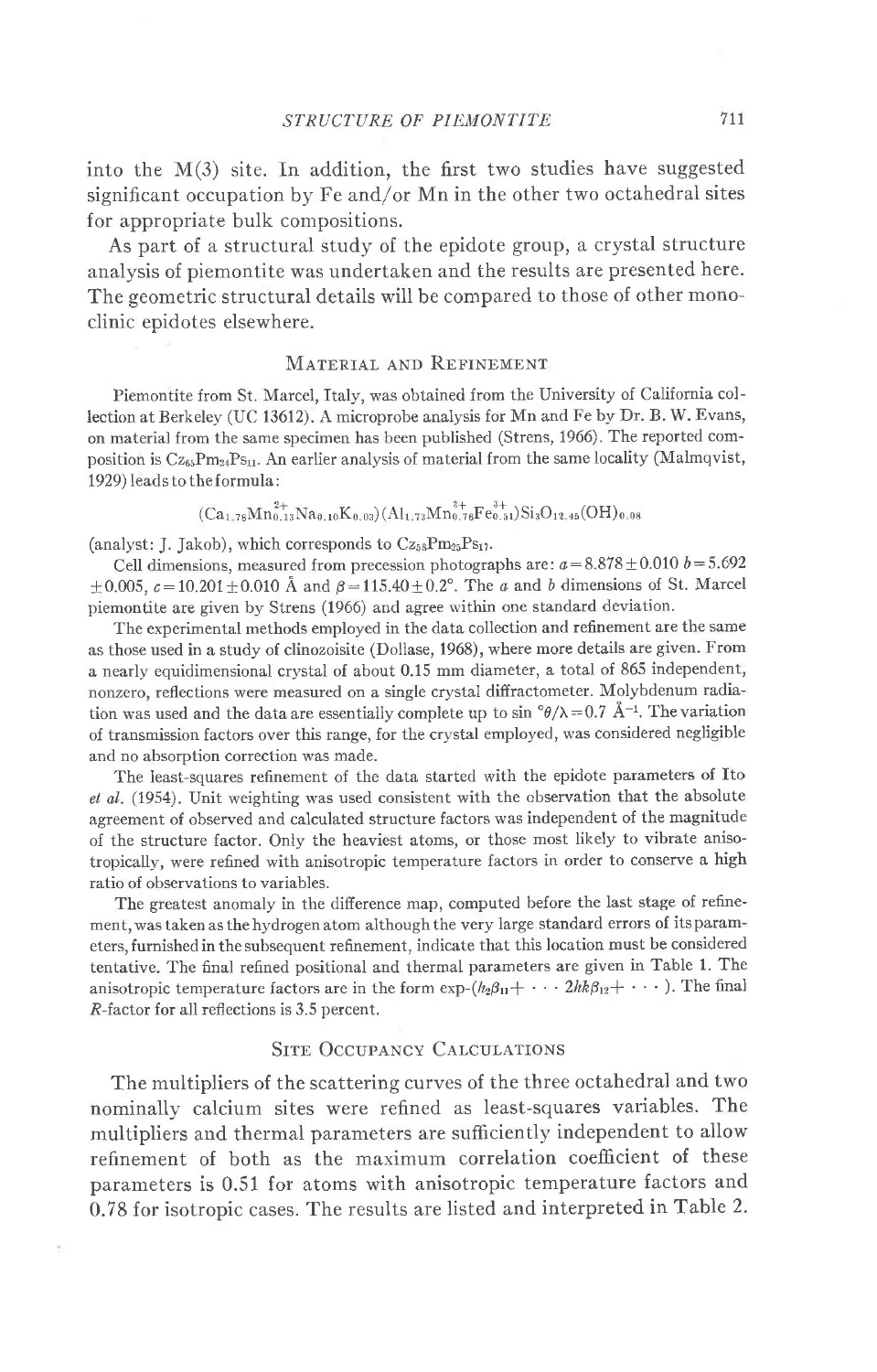into the M(3) site. In addition, the first two studies have suggested significant occupation by Fe and/or Mn in the other two octahedral sites for appropriate bulk compositions.

As part of a structural study of the epidote group, a crystal structure analysis of piemontite was undertaken and the results are presented here. The geometric structural details will be compared to those of other monoclinic epidotes elsewhere.

## Material and Refinement

Piemontite from St. Marcel, Italy, was obtained from the University of California collection at Berkeley (UC 13612). A microprobe analysis for Mn and Fe by Dr. B. W. Evans, on material from the same specimen has been published (Strens, 1966). The reported composition is $Cz_{65}Pm_{24}Ps_{11}$. An earlier analysis of material from the same locality (Malmqvist, 1929) leads to the formula:

$$(Ca_{1.78}Mn^{2+}_{0.13}Na_{0.10}K_{0.03})(Al_{1.73}Mn^{3+}_{0.76}Fe^{3+}_{0.51})Si_3O_{12.45}(OH)_{0.08}$$

(analyst: J. Jakob), which corresponds to $Cz_{58}Pm_{25}Ps_{17}$.

Cell dimensions, measured from precession photographs are: $a=8.878\pm0.010$ $b=5.692\pm0.005$, $c=10.201\pm0.010$ Å and $\beta=115.40\pm0.2°$. The $a$ and $b$ dimensions of St. Marcel piemontite are given by Strens (1966) and agree within one standard deviation.

The experimental methods employed in the data collection and refinement are the same as those used in a study of clinozoisite (Dollase, 1968), where more details are given. From a nearly equidimensional crystal of about 0.15 mm diameter, a total of 865 independent, nonzero, reflections were measured on a single crystal diffractometer. Molybdenum radiation was used and the data are essentially complete up to $\sin\theta/\lambda=0.7$ Å$^{-1}$. The variation of transmission factors over this range, for the crystal employed, was considered negligible and no absorption correction was made.

The least-squares refinement of the data started with the epidote parameters of Ito *et al.* (1954). Unit weighting was used consistent with the observation that the absolute agreement of observed and calculated structure factors was independent of the magnitude of the structure factor. Only the heaviest atoms, or those most likely to vibrate anisotropically, were refined with anisotropic temperature factors in order to conserve a high ratio of observations to variables.

The greatest anomaly in the difference map, computed before the last stage of refinement, was taken as the hydrogen atom although the very large standard errors of its parameters, furnished in the subsequent refinement, indicate that this location must be considered tentative. The final refined positional and thermal parameters are given in Table 1. The anisotropic temperature factors are in the form $\exp-(h^2\beta_{11}+\cdots 2hk\beta_{12}+\cdots)$. The final $R$-factor for all reflections is 3.5 percent.

## Site Occupancy Calculations

The multipliers of the scattering curves of the three octahedral and two nominally calcium sites were refined as least-squares variables. The multipliers and thermal parameters are sufficiently independent to allow refinement of both as the maximum correlation coefficient of these parameters is 0.51 for atoms with anisotropic temperature factors and 0.78 for isotropic cases. The results are listed and interpreted in Table 2.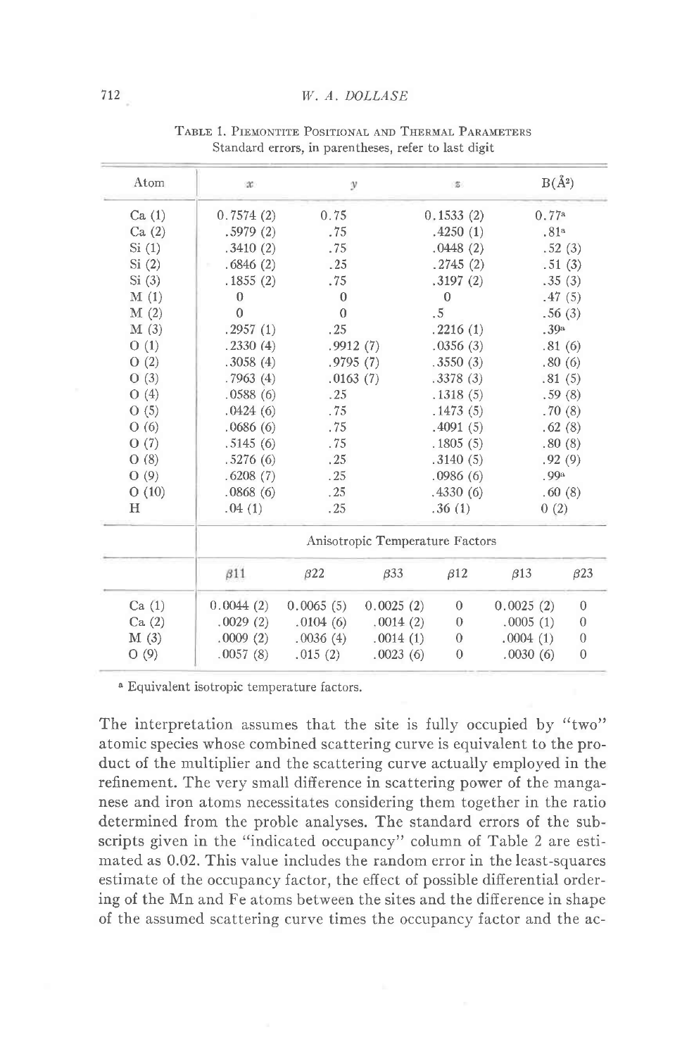Table 1. Piemontite Positional and Thermal Parameters
Standard errors, in parentheses, refer to last digit

| Atom | $x$ | $y$ | $z$ | B(Å$^2$) |
|---|---|---|---|---|
| Ca (1) | 0.7574 (2) | 0.75 | 0.1533 (2) | 0.77[a] |
| Ca (2) | .5979 (2) | .75 | .4250 (1) | .81[a] |
| Si (1) | .3410 (2) | .75 | .0448 (2) | .52 (3) |
| Si (2) | .6846 (2) | .25 | .2745 (2) | .51 (3) |
| Si (3) | .1855 (2) | .75 | .3197 (2) | .35 (3) |
| M (1) | 0 | 0 | 0 | .47 (5) |
| M (2) | 0 | 0 | .5 | .56 (3) |
| M (3) | .2957 (1) | .25 | .2216 (1) | .39[a] |
| O (1) | .2330 (4) | .9912 (7) | .0356 (3) | .81 (6) |
| O (2) | .3058 (4) | .9795 (7) | .3550 (3) | .80 (6) |
| O (3) | .7963 (4) | .0163 (7) | .3378 (3) | .81 (5) |
| O (4) | .0588 (6) | .25 | .1318 (5) | .59 (8) |
| O (5) | .0424 (6) | .75 | .1473 (5) | .70 (8) |
| O (6) | .0686 (6) | .75 | .4091 (5) | .62 (8) |
| O (7) | .5145 (6) | .75 | .1805 (5) | .80 (8) |
| O (8) | .5276 (6) | .25 | .3140 (5) | .92 (9) |
| O (9) | .6208 (7) | .25 | .0986 (6) | .99[a] |
| O (10) | .0868 (6) | .25 | .4330 (6) | .60 (8) |
| H | .04 (1) | .25 | .36 (1) | 0 (2) |

| | Anisotropic Temperature Factors | | | | | |
|---|---|---|---|---|---|---|
| | $\beta 11$ | $\beta 22$ | $\beta 33$ | $\beta 12$ | $\beta 13$ | $\beta 23$ |
| Ca (1) | 0.0044 (2) | 0.0065 (5) | 0.0025 (2) | 0 | 0.0025 (2) | 0 |
| Ca (2) | .0029 (2) | .0104 (6) | .0014 (2) | 0 | .0005 (1) | 0 |
| M (3) | .0009 (2) | .0036 (4) | .0014 (1) | 0 | .0004 (1) | 0 |
| O (9) | .0057 (8) | .015 (2) | .0023 (6) | 0 | .0030 (6) | 0 |

[a] Equivalent isotropic temperature factors.

The interpretation assumes that the site is fully occupied by "two" atomic species whose combined scattering curve is equivalent to the product of the multiplier and the scattering curve actually employed in the refinement. The very small difference in scattering power of the manganese and iron atoms necessitates considering them together in the ratio determined from the proble analyses. The standard errors of the subscripts given in the "indicated occupancy" column of Table 2 are estimated as 0.02. This value includes the random error in the least-squares estimate of the occupancy factor, the effect of possible differential ordering of the Mn and Fe atoms between the sites and the difference in shape of the assumed scattering curve times the occupancy factor and the ac-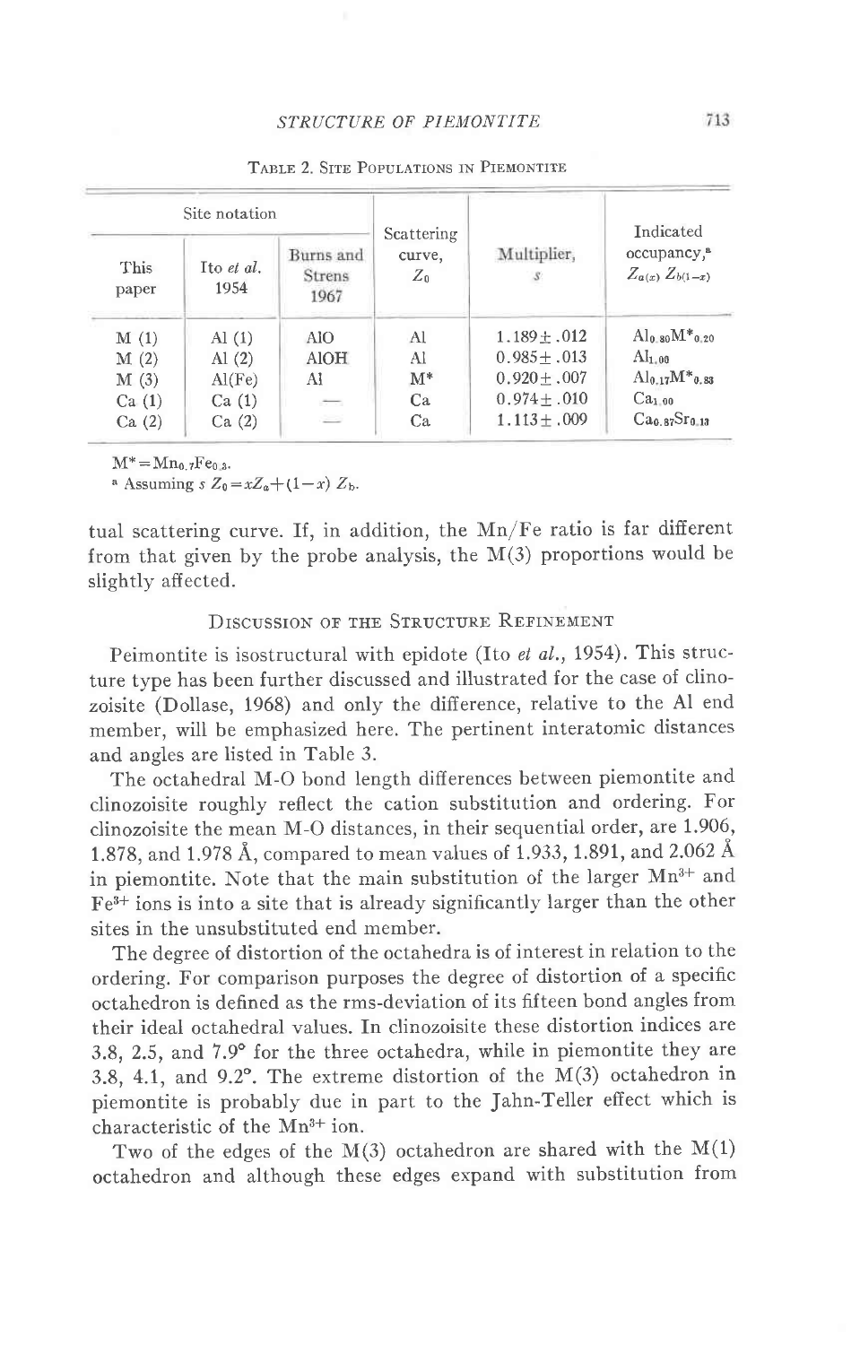TABLE 2. SITE POPULATIONS IN PIEMONTITE

| Site notation | | | Scattering curve, $Z_0$ | Multiplier, $s$ | Indicated occupancy,[a] $Z_{a(x)}$ $Z_{b(1-x)}$ |
|---|---|---|---|---|---|
| This paper | Ito *et al.* 1954 | Burns and Strens 1967 | | | |
| M (1) | Al (1) | AlO | Al | 1.189±.012 | $Al_{0.80}M^*_{0.20}$ |
| M (2) | Al (2) | AlOH | Al | 0.985±.013 | $Al_{1.00}$ |
| M (3) | Al(Fe) | Al | M* | 0.920±.007 | $Al_{0.17}M^*_{0.83}$ |
| Ca (1) | Ca (1) | — | Ca | 0.974±.010 | $Ca_{1.00}$ |
| Ca (2) | Ca (2) | — | Ca | 1.113±.009 | $Ca_{0.87}Sr_{0.13}$ |

$M^* = Mn_{0.7}Fe_{0.3}$.

[a] Assuming $s\,Z_0 = xZ_a + (1-x)\,Z_b$.

tual scattering curve. If, in addition, the Mn/Fe ratio is far different from that given by the probe analysis, the M(3) proportions would be slightly affected.

## DISCUSSION OF THE STRUCTURE REFINEMENT

Peimontite is isostructural with epidote (Ito *et al.*, 1954). This structure type has been further discussed and illustrated for the case of clinozoisite (Dollase, 1968) and only the difference, relative to the Al end member, will be emphasized here. The pertinent interatomic distances and angles are listed in Table 3.

The octahedral M-O bond length differences between piemontite and clinozoisite roughly reflect the cation substitution and ordering. For clinozoisite the mean M-O distances, in their sequential order, are 1.906, 1.878, and 1.978 Å, compared to mean values of 1.933, 1.891, and 2.062 Å in piemontite. Note that the main substitution of the larger $Mn^{3+}$ and $Fe^{3+}$ ions is into a site that is already significantly larger than the other sites in the unsubstituted end member.

The degree of distortion of the octahedra is of interest in relation to the ordering. For comparison purposes the degree of distortion of a specific octahedron is defined as the rms-deviation of its fifteen bond angles from their ideal octahedral values. In clinozoisite these distortion indices are 3.8, 2.5, and 7.9° for the three octahedra, while in piemontite they are 3.8, 4.1, and 9.2°. The extreme distortion of the M(3) octahedron in piemontite is probably due in part to the Jahn-Teller effect which is characteristic of the $Mn^{3+}$ ion.

Two of the edges of the M(3) octahedron are shared with the M(1) octahedron and although these edges expand with substitution from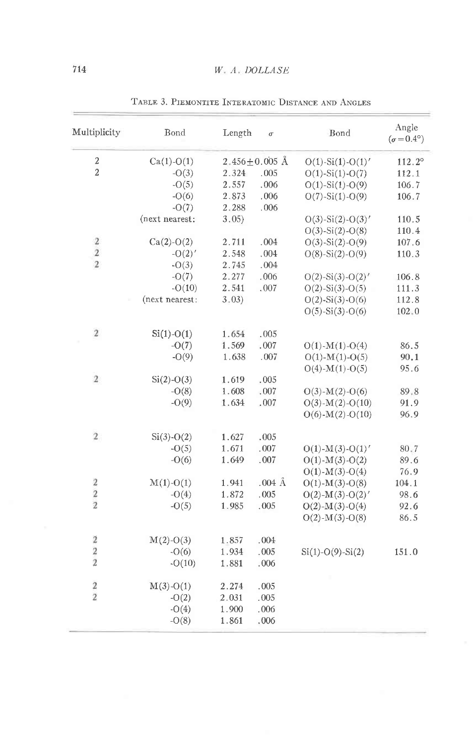TABLE 3. PIEMONTITE INTERATOMIC DISTANCE AND ANGLES

| Multiplicity | Bond | Length | σ | Bond | Angle (σ=0.4°) |
|---|---|---|---|---|---|
| 2 | Ca(1)-O(1) | 2.456±0.005 Å | | O(1)-Si(1)-O(1)′ | 112.2° |
| 2 | -O(3) | 2.324 | .005 | O(1)-Si(1)-O(7) | 112.1 |
| | -O(5) | 2.557 | .006 | O(1)-Si(1)-O(9) | 106.7 |
| | -O(6) | 2.873 | .006 | O(7)-Si(1)-O(9) | 106.7 |
| | -O(7) | 2.288 | .006 | | |
| | (next nearest: | 3.05) | | O(3)-Si(2)-O(3)′ | 110.5 |
| | | | | O(3)-Si(2)-O(8) | 110.4 |
| 2 | Ca(2)-O(2) | 2.711 | .004 | O(3)-Si(2)-O(9) | 107.6 |
| 2 | -O(2)′ | 2.548 | .004 | O(8)-Si(2)-O(9) | 110.3 |
| 2 | -O(3) | 2.745 | .004 | | |
| | -O(7) | 2.277 | .006 | O(2)-Si(3)-O(2)′ | 106.8 |
| | -O(10) | 2.541 | .007 | O(2)-Si(3)-O(5) | 111.3 |
| | (next nearest: | 3.03) | | O(2)-Si(3)-O(6) | 112.8 |
| | | | | O(5)-Si(3)-O(6) | 102.0 |
| 2 | Si(1)-O(1) | 1.654 | .005 | | |
| | -O(7) | 1.569 | .007 | O(1)-M(1)-O(4) | 86.5 |
| | -O(9) | 1.638 | .007 | O(1)-M(1)-O(5) | 90.1 |
| | | | | O(4)-M(1)-O(5) | 95.6 |
| 2 | Si(2)-O(3) | 1.619 | .005 | | |
| | -O(8) | 1.608 | .007 | O(3)-M(2)-O(6) | 89.8 |
| | -O(9) | 1.634 | .007 | O(3)-M(2)-O(10) | 91.9 |
| | | | | O(6)-M(2)-O(10) | 96.9 |
| 2 | Si(3)-O(2) | 1.627 | .005 | | |
| | -O(5) | 1.671 | .007 | O(1)-M(3)-O(1)′ | 80.7 |
| | -O(6) | 1.649 | .007 | O(1)-M(3)-O(2) | 89.6 |
| | | | | O(1)-M(3)-O(4) | 76.9 |
| 2 | M(1)-O(1) | 1.941 | .004 Å | O(1)-M(3)-O(8) | 104.1 |
| 2 | -O(4) | 1.872 | .005 | O(2)-M(3)-O(2)′ | 98.6 |
| 2 | -O(5) | 1.985 | .005 | O(2)-M(3)-O(4) | 92.6 |
| | | | | O(2)-M(3)-O(8) | 86.5 |
| 2 | M(2)-O(3) | 1.857 | .004 | | |
| 2 | -O(6) | 1.934 | .005 | Si(1)-O(9)-Si(2) | 151.0 |
| 2 | -O(10) | 1.881 | .006 | | |
| 2 | M(3)-O(1) | 2.274 | .005 | | |
| 2 | -O(2) | 2.031 | .005 | | |
| | -O(4) | 1.900 | .006 | | |
| | -O(8) | 1.861 | .006 | | |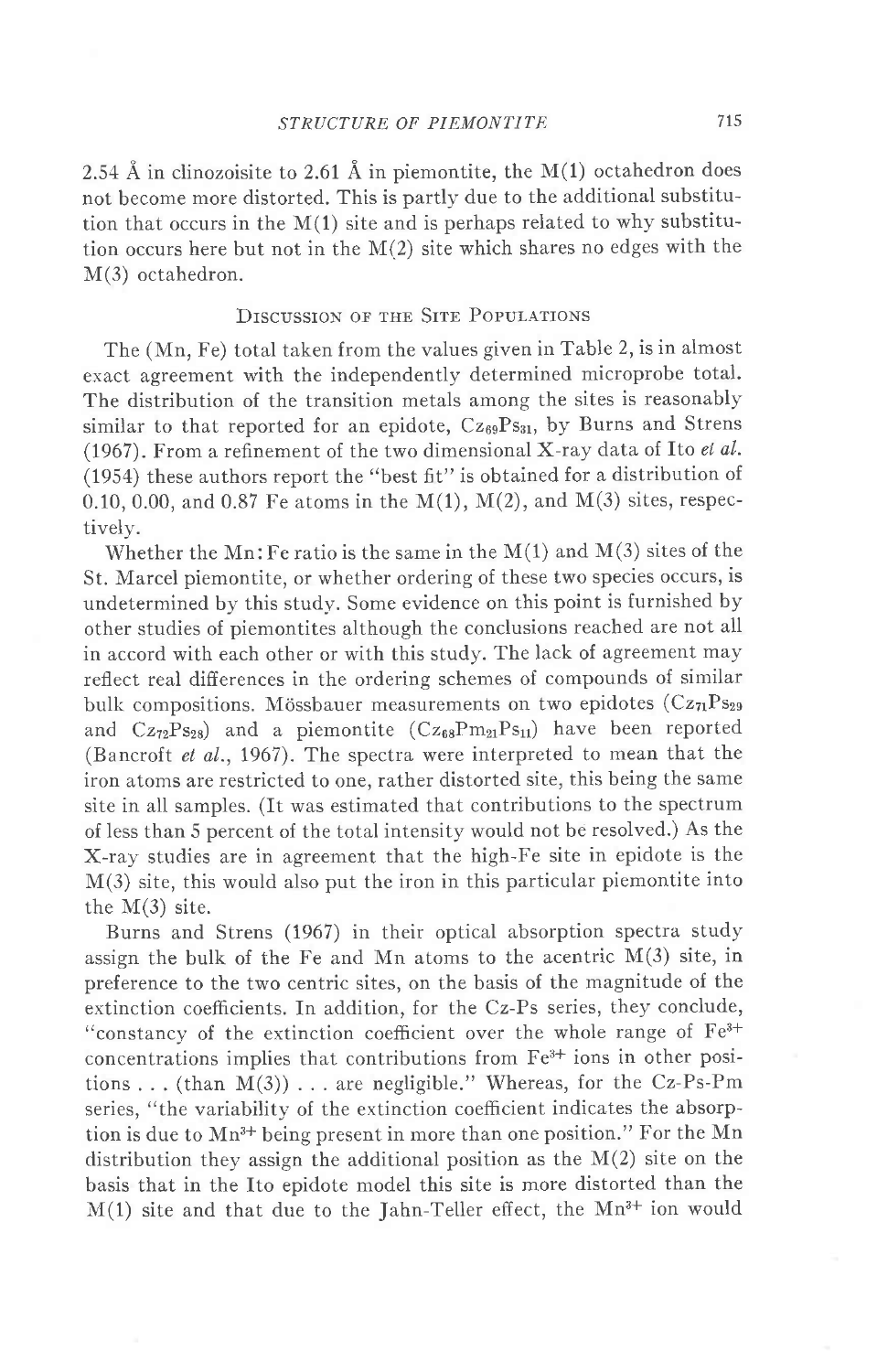2.54 Å in clinozoisite to 2.61 Å in piemontite, the M(1) octahedron does not become more distorted. This is partly due to the additional substitution that occurs in the M(1) site and is perhaps related to why substitution occurs here but not in the M(2) site which shares no edges with the M(3) octahedron.

## Discussion of the Site Populations

The (Mn, Fe) total taken from the values given in Table 2, is in almost exact agreement with the independently determined microprobe total. The distribution of the transition metals among the sites is reasonably similar to that reported for an epidote, $Cz_{69}Ps_{31}$, by Burns and Strens (1967). From a refinement of the two dimensional X-ray data of Ito *et al.* (1954) these authors report the "best fit" is obtained for a distribution of 0.10, 0.00, and 0.87 Fe atoms in the M(1), M(2), and M(3) sites, respectively.

Whether the Mn:Fe ratio is the same in the M(1) and M(3) sites of the St. Marcel piemontite, or whether ordering of these two species occurs, is undetermined by this study. Some evidence on this point is furnished by other studies of piemontites although the conclusions reached are not all in accord with each other or with this study. The lack of agreement may reflect real differences in the ordering schemes of compounds of similar bulk compositions. Mössbauer measurements on two epidotes ($Cz_{71}Ps_{29}$ and $Cz_{72}Ps_{28}$) and a piemontite ($Cz_{68}Pm_{21}Ps_{11}$) have been reported (Bancroft *et al.*, 1967). The spectra were interpreted to mean that the iron atoms are restricted to one, rather distorted site, this being the same site in all samples. (It was estimated that contributions to the spectrum of less than 5 percent of the total intensity would not be resolved.) As the X-ray studies are in agreement that the high-Fe site in epidote is the M(3) site, this would also put the iron in this particular piemontite into the M(3) site.

Burns and Strens (1967) in their optical absorption spectra study assign the bulk of the Fe and Mn atoms to the acentric M(3) site, in preference to the two centric sites, on the basis of the magnitude of the extinction coefficients. In addition, for the Cz-Ps series, they conclude, "constancy of the extinction coefficient over the whole range of $Fe^{3+}$ concentrations implies that contributions from $Fe^{3+}$ ions in other positions . . . (than M(3)) . . . are negligible." Whereas, for the Cz-Ps-Pm series, "the variability of the extinction coefficient indicates the absorption is due to $Mn^{3+}$ being present in more than one position." For the Mn distribution they assign the additional position as the M(2) site on the basis that in the Ito epidote model this site is more distorted than the M(1) site and that due to the Jahn-Teller effect, the $Mn^{3+}$ ion would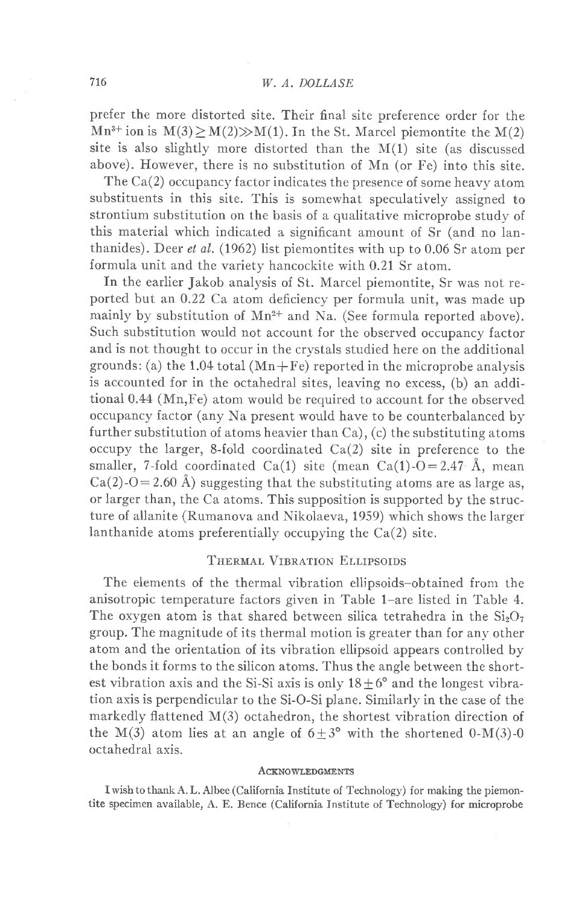prefer the more distorted site. Their final site preference order for the $Mn^{3+}$ ion is $M(3) \geq M(2) \gg M(1)$. In the St. Marcel piemontite the M(2) site is also slightly more distorted than the M(1) site (as discussed above). However, there is no substitution of Mn (or Fe) into this site.

The Ca(2) occupancy factor indicates the presence of some heavy atom substituents in this site. This is somewhat speculatively assigned to strontium substitution on the basis of a qualitative microprobe study of this material which indicated a significant amount of Sr (and no lanthanides). Deer *et al.* (1962) list piemontites with up to 0.06 Sr atom per formula unit and the variety hancockite with 0.21 Sr atom.

In the earlier Jakob analysis of St. Marcel piemontite, Sr was not reported but an 0.22 Ca atom deficiency per formula unit, was made up mainly by substitution of $Mn^{2+}$ and Na. (See formula reported above). Such substitution would not account for the observed occupancy factor and is not thought to occur in the crystals studied here on the additional grounds: (a) the 1.04 total (Mn+Fe) reported in the microprobe analysis is accounted for in the octahedral sites, leaving no excess, (b) an additional 0.44 (Mn,Fe) atom would be required to account for the observed occupancy factor (any Na present would have to be counterbalanced by further substitution of atoms heavier than Ca), (c) the substituting atoms occupy the larger, 8-fold coordinated Ca(2) site in preference to the smaller, 7-fold coordinated Ca(1) site (mean Ca(1)-O = 2.47 Å, mean Ca(2)-O = 2.60 Å) suggesting that the substituting atoms are as large as, or larger than, the Ca atoms. This supposition is supported by the structure of allanite (Rumanova and Nikolaeva, 1959) which shows the larger lanthanide atoms preferentially occupying the Ca(2) site.

## Thermal Vibration Ellipsoids

The elements of the thermal vibration ellipsoids–obtained from the anisotropic temperature factors given in Table 1–are listed in Table 4. The oxygen atom is that shared between silica tetrahedra in the $Si_2O_7$ group. The magnitude of its thermal motion is greater than for any other atom and the orientation of its vibration ellipsoid appears controlled by the bonds it forms to the silicon atoms. Thus the angle between the shortest vibration axis and the Si-Si axis is only $18 \pm 6°$ and the longest vibration axis is perpendicular to the Si-O-Si plane. Similarly in the case of the markedly flattened M(3) octahedron, the shortest vibration direction of the M(3) atom lies at an angle of $6 \pm 3°$ with the shortened O-M(3)-O octahedral axis.

### Acknowledgments

I wish to thank A. L. Albee (California Institute of Technology) for making the piemontite specimen available, A. E. Bence (California Institute of Technology) for microprobe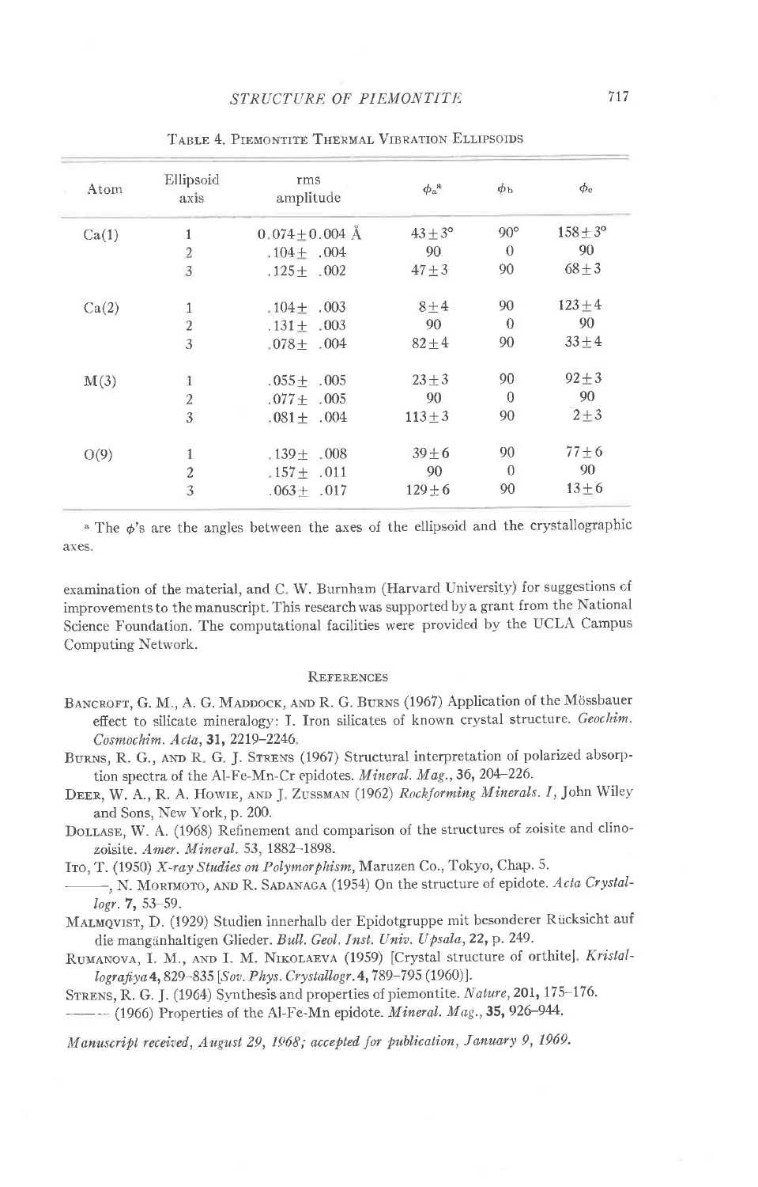Table 4. Piemontite Thermal Vibration Ellipsoids

| Atom | Ellipsoid axis | rms amplitude | $\phi_a$[a] | $\phi_b$ | $\phi_c$ |
|---|---|---|---|---|---|
| Ca(1) | 1 | 0.074±0.004 Å | 43±3° | 90° | 158±3° |
| | 2 | .104± .004 | 90 | 0 | 90 |
| | 3 | .125± .002 | 47±3 | 90 | 68±3 |
| Ca(2) | 1 | .104± .003 | 8±4 | 90 | 123±4 |
| | 2 | .131± .003 | 90 | 0 | 90 |
| | 3 | .078± .004 | 82±4 | 90 | 33±4 |
| M(3) | 1 | .055± .005 | 23±3 | 90 | 92±3 |
| | 2 | .077± .005 | 90 | 0 | 90 |
| | 3 | .081± .004 | 113±3 | 90 | 2±3 |
| O(9) | 1 | .139± .008 | 39±6 | 90 | 77±6 |
| | 2 | .157± .011 | 90 | 0 | 90 |
| | 3 | .063± .017 | 129±6 | 90 | 13±6 |

[a] The $\phi$'s are the angles between the axes of the ellipsoid and the crystallographic axes.

examination of the material, and C. W. Burnham (Harvard University) for suggestions of improvements to the manuscript. This research was supported by a grant from the National Science Foundation. The computational facilities were provided by the UCLA Campus Computing Network.

## References

Bancroft, G. M., A. G. Maddock, and R. G. Burns (1967) Application of the Mössbauer effect to silicate mineralogy: I. Iron silicates of known crystal structure. *Geochim. Cosmochim. Acta*, **31**, 2219–2246.

Burns, R. G., and R. G. J. Strens (1967) Structural interpretation of polarized absorption spectra of the Al-Fe-Mn-Cr epidotes. *Mineral. Mag.*, **36**, 204–226.

Deer, W. A., R. A. Howie, and J. Zussman (1962) *Rockforming Minerals. I*, John Wiley and Sons, New York, p. 200.

Dollase, W. A. (1968) Refinement and comparison of the structures of zoisite and clinozoisite. *Amer. Mineral.* 53, 1882–1898.

Ito, T. (1950) *X-ray Studies on Polymorphism*, Maruzen Co., Tokyo, Chap. 5.

———, N. Morimoto, and R. Sadanaga (1954) On the structure of epidote. *Acta Crystallogr.* **7**, 53–59.

Malmqvist, D. (1929) Studien innerhalb der Epidotgruppe mit besonderer Rücksicht auf die manganhaltigen Glieder. *Bull. Geol. Inst. Univ. Upsala*, **22**, p. 249.

Rumanova, I. M., and I. M. Nikolaeva (1959) [Crystal structure of orthite]. *Kristallografiya* **4**, 829–835 [*Sov. Phys. Crystallogr.* **4**, 789–795 (1960)].

Strens, R. G. J. (1964) Synthesis and properties of piemontite. *Nature*, **201**, 175–176.

——— (1966) Properties of the Al-Fe-Mn epidote. *Mineral. Mag.*, **35**, 926–944.

*Manuscript received, August 29, 1968; accepted for publication, January 9, 1969.*